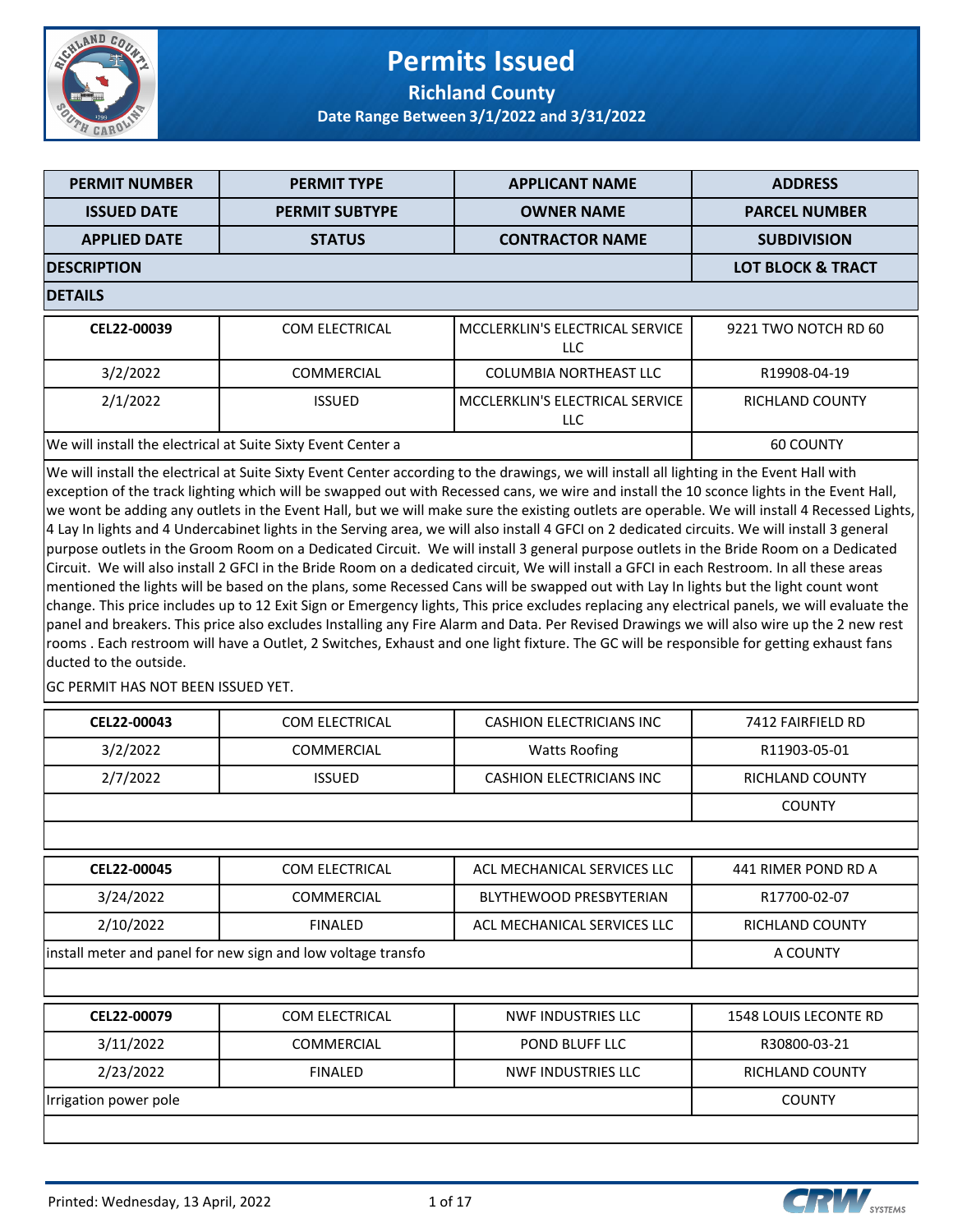# Permits Issued

## Richland County

### Date Range Between 3/1/2022 and 3/31/2022

| PERMIT NUMBER | PERMIT TYPE | APPLICANT NAME | ADDRESS |
|---|---|---|---|
| **ISSUED DATE** | **PERMIT SUBTYPE** | **OWNER NAME** | **PARCEL NUMBER** |
| **APPLIED DATE** | **STATUS** | **CONTRACTOR NAME** | **SUBDIVISION** |
| **DESCRIPTION** | | | **LOT BLOCK & TRACT** |
| **DETAILS** | | | |

| | | | |
|---|---|---|---|
| **CEL22-00039** | COM ELECTRICAL | MCCLERKLIN'S ELECTRICAL SERVICE LLC | 9221 TWO NOTCH RD 60 |
| 3/2/2022 | COMMERCIAL | COLUMBIA NORTHEAST LLC | R19908-04-19 |
| 2/1/2022 | ISSUED | MCCLERKLIN'S ELECTRICAL SERVICE LLC | RICHLAND COUNTY |
| We will install the electrical at Suite Sixty Event Center a | | | 60 COUNTY |

We will install the electrical at Suite Sixty Event Center according to the drawings, we will install all lighting in the Event Hall with exception of the track lighting which will be swapped out with Recessed cans, we wire and install the 10 sconce lights in the Event Hall, we wont be adding any outlets in the Event Hall, but we will make sure the existing outlets are operable. We will install 4 Recessed Lights, 4 Lay In lights and 4 Undercabinet lights in the Serving area, we will also install 4 GFCI on 2 dedicated circuits. We will install 3 general purpose outlets in the Groom Room on a Dedicated Circuit. We will install 3 general purpose outlets in the Bride Room on a Dedicated Circuit. We will also install 2 GFCI in the Bride Room on a dedicated circuit, We will install a GFCI in each Restroom. In all these areas mentioned the lights will be based on the plans, some Recessed Cans will be swapped out with Lay In lights but the light count wont change. This price includes up to 12 Exit Sign or Emergency lights, This price excludes replacing any electrical panels, we will evaluate the panel and breakers. This price also excludes Installing any Fire Alarm and Data. Per Revised Drawings we will also wire up the 2 new rest rooms . Each restroom will have a Outlet, 2 Switches, Exhaust and one light fixture. The GC will be responsible for getting exhaust fans ducted to the outside.

GC PERMIT HAS NOT BEEN ISSUED YET.

| | | | |
|---|---|---|---|
| **CEL22-00043** | COM ELECTRICAL | CASHION ELECTRICIANS INC | 7412 FAIRFIELD RD |
| 3/2/2022 | COMMERCIAL | Watts Roofing | R11903-05-01 |
| 2/7/2022 | ISSUED | CASHION ELECTRICIANS INC | RICHLAND COUNTY |
| | | | COUNTY |

| | | | |
|---|---|---|---|
| **CEL22-00045** | COM ELECTRICAL | ACL MECHANICAL SERVICES LLC | 441 RIMER POND RD A |
| 3/24/2022 | COMMERCIAL | BLYTHEWOOD PRESBYTERIAN | R17700-02-07 |
| 2/10/2022 | FINALED | ACL MECHANICAL SERVICES LLC | RICHLAND COUNTY |
| install meter and panel for new sign and low voltage transfo | | | A COUNTY |

| | | | |
|---|---|---|---|
| **CEL22-00079** | COM ELECTRICAL | NWF INDUSTRIES LLC | 1548 LOUIS LECONTE RD |
| 3/11/2022 | COMMERCIAL | POND BLUFF LLC | R30800-03-21 |
| 2/23/2022 | FINALED | NWF INDUSTRIES LLC | RICHLAND COUNTY |
| Irrigation power pole | | | COUNTY |

Printed: Wednesday, 13 April, 2022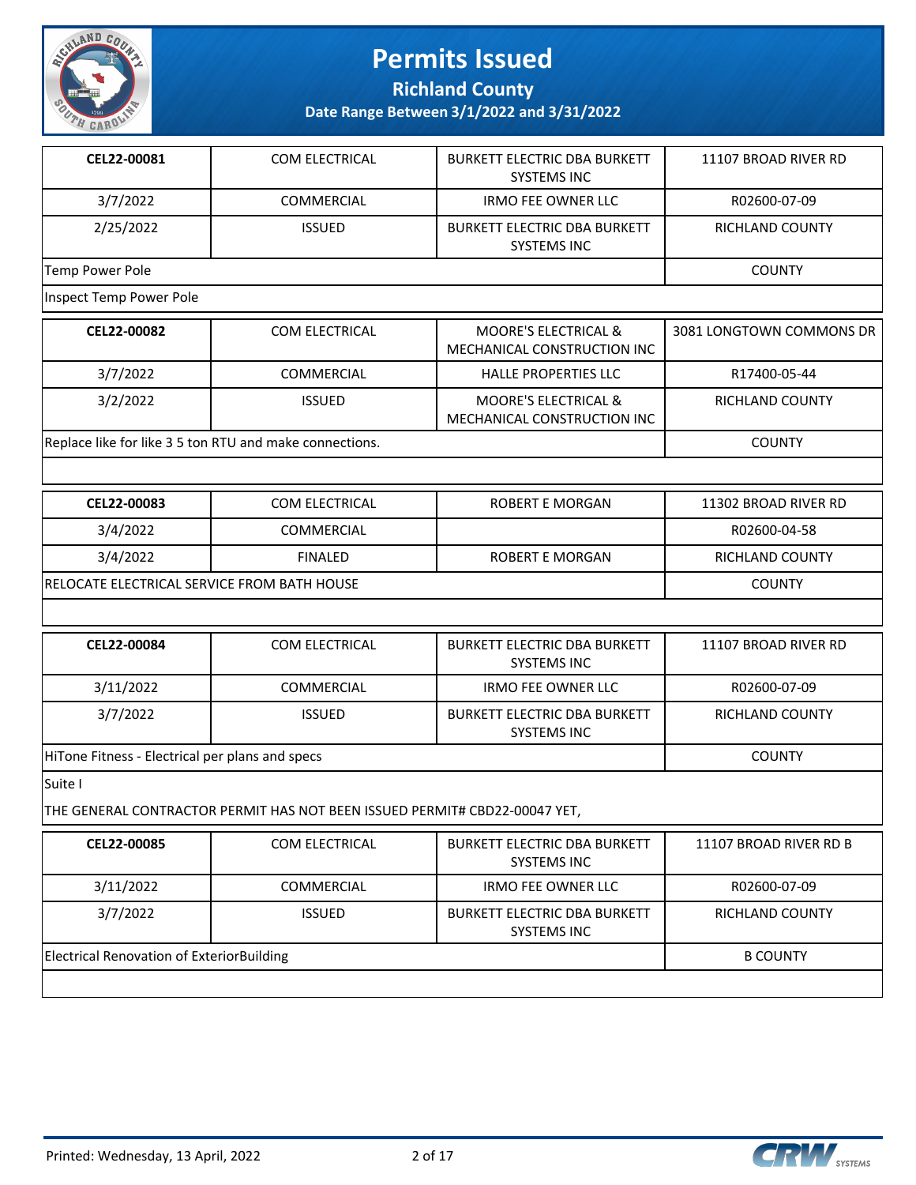# Permits Issued

**Richland County**

**Date Range Between 3/1/2022 and 3/31/2022**

| CEL22-00081 | COM ELECTRICAL | BURKETT ELECTRIC DBA BURKETT SYSTEMS INC | 11107 BROAD RIVER RD |
|---|---|---|---|
| 3/7/2022 | COMMERCIAL | IRMO FEE OWNER LLC | R02600-07-09 |
| 2/25/2022 | ISSUED | BURKETT ELECTRIC DBA BURKETT SYSTEMS INC | RICHLAND COUNTY |
| Temp Power Pole | | | COUNTY |
| Inspect Temp Power Pole | | | |

| CEL22-00082 | COM ELECTRICAL | MOORE'S ELECTRICAL & MECHANICAL CONSTRUCTION INC | 3081 LONGTOWN COMMONS DR |
|---|---|---|---|
| 3/7/2022 | COMMERCIAL | HALLE PROPERTIES LLC | R17400-05-44 |
| 3/2/2022 | ISSUED | MOORE'S ELECTRICAL & MECHANICAL CONSTRUCTION INC | RICHLAND COUNTY |
| Replace like for like 3 5 ton RTU and make connections. | | | COUNTY |

| CEL22-00083 | COM ELECTRICAL | ROBERT E MORGAN | 11302 BROAD RIVER RD |
|---|---|---|---|
| 3/4/2022 | COMMERCIAL | | R02600-04-58 |
| 3/4/2022 | FINALED | ROBERT E MORGAN | RICHLAND COUNTY |
| RELOCATE ELECTRICAL SERVICE FROM BATH HOUSE | | | COUNTY |

| CEL22-00084 | COM ELECTRICAL | BURKETT ELECTRIC DBA BURKETT SYSTEMS INC | 11107 BROAD RIVER RD |
|---|---|---|---|
| 3/11/2022 | COMMERCIAL | IRMO FEE OWNER LLC | R02600-07-09 |
| 3/7/2022 | ISSUED | BURKETT ELECTRIC DBA BURKETT SYSTEMS INC | RICHLAND COUNTY |
| HiTone Fitness - Electrical per plans and specs | | | COUNTY |
| Suite I<br><br>THE GENERAL CONTRACTOR PERMIT HAS NOT BEEN ISSUED PERMIT# CBD22-00047 YET, | | | |

| CEL22-00085 | COM ELECTRICAL | BURKETT ELECTRIC DBA BURKETT SYSTEMS INC | 11107 BROAD RIVER RD B |
|---|---|---|---|
| 3/11/2022 | COMMERCIAL | IRMO FEE OWNER LLC | R02600-07-09 |
| 3/7/2022 | ISSUED | BURKETT ELECTRIC DBA BURKETT SYSTEMS INC | RICHLAND COUNTY |
| Electrical Renovation of ExteriorBuilding | | | B COUNTY |

Printed: Wednesday, 13 April, 2022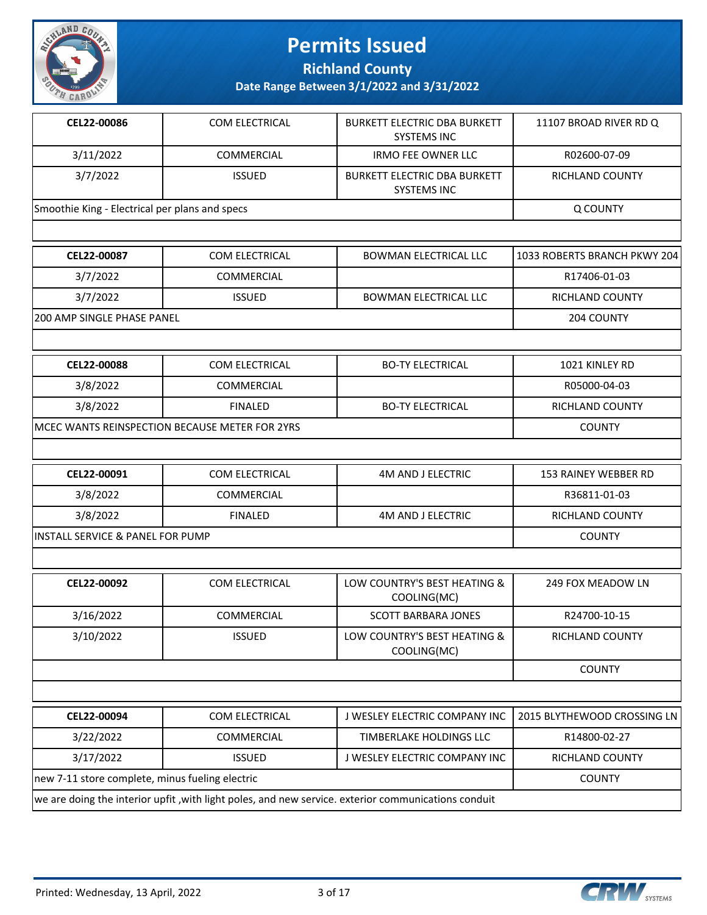# Permits Issued

## Richland County

### Date Range Between 3/1/2022 and 3/31/2022

| | | | |
|---|---|---|---|
| **CEL22-00086** | COM ELECTRICAL | BURKETT ELECTRIC DBA BURKETT SYSTEMS INC | 11107 BROAD RIVER RD Q |
| 3/11/2022 | COMMERCIAL | IRMO FEE OWNER LLC | R02600-07-09 |
| 3/7/2022 | ISSUED | BURKETT ELECTRIC DBA BURKETT SYSTEMS INC | RICHLAND COUNTY |
| Smoothie King - Electrical per plans and specs | | | Q COUNTY |

| | | | |
|---|---|---|---|
| **CEL22-00087** | COM ELECTRICAL | BOWMAN ELECTRICAL LLC | 1033 ROBERTS BRANCH PKWY 204 |
| 3/7/2022 | COMMERCIAL | | R17406-01-03 |
| 3/7/2022 | ISSUED | BOWMAN ELECTRICAL LLC | RICHLAND COUNTY |
| 200 AMP SINGLE PHASE PANEL | | | 204 COUNTY |

| | | | |
|---|---|---|---|
| **CEL22-00088** | COM ELECTRICAL | BO-TY ELECTRICAL | 1021 KINLEY RD |
| 3/8/2022 | COMMERCIAL | | R05000-04-03 |
| 3/8/2022 | FINALED | BO-TY ELECTRICAL | RICHLAND COUNTY |
| MCEC WANTS REINSPECTION BECAUSE METER FOR 2YRS | | | COUNTY |

| | | | |
|---|---|---|---|
| **CEL22-00091** | COM ELECTRICAL | 4M AND J ELECTRIC | 153 RAINEY WEBBER RD |
| 3/8/2022 | COMMERCIAL | | R36811-01-03 |
| 3/8/2022 | FINALED | 4M AND J ELECTRIC | RICHLAND COUNTY |
| INSTALL SERVICE & PANEL FOR PUMP | | | COUNTY |

| | | | |
|---|---|---|---|
| **CEL22-00092** | COM ELECTRICAL | LOW COUNTRY'S BEST HEATING & COOLING(MC) | 249 FOX MEADOW LN |
| 3/16/2022 | COMMERCIAL | SCOTT BARBARA JONES | R24700-10-15 |
| 3/10/2022 | ISSUED | LOW COUNTRY'S BEST HEATING & COOLING(MC) | RICHLAND COUNTY |
| | | | COUNTY |

| | | | |
|---|---|---|---|
| **CEL22-00094** | COM ELECTRICAL | J WESLEY ELECTRIC COMPANY INC | 2015 BLYTHEWOOD CROSSING LN |
| 3/22/2022 | COMMERCIAL | TIMBERLAKE HOLDINGS LLC | R14800-02-27 |
| 3/17/2022 | ISSUED | J WESLEY ELECTRIC COMPANY INC | RICHLAND COUNTY |
| new 7-11 store complete, minus fueling electric | | | COUNTY |
| we are doing the interior upfit ,with light poles, and new service. exterior communications conduit | | | |

Printed: Wednesday, 13 April, 2022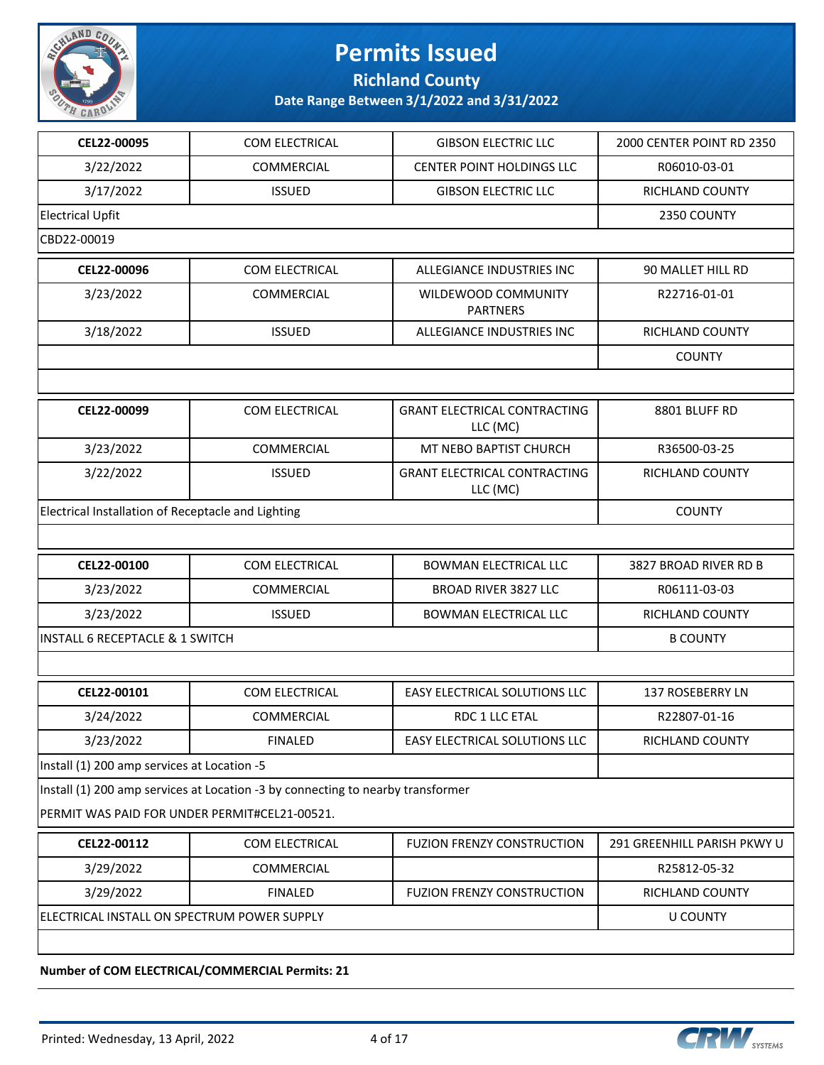# Permits Issued

**Richland County**

**Date Range Between 3/1/2022 and 3/31/2022**

| **CEL22-00095** | COM ELECTRICAL | GIBSON ELECTRIC LLC | 2000 CENTER POINT RD 2350 |
|---|---|---|---|
| 3/22/2022 | COMMERCIAL | CENTER POINT HOLDINGS LLC | R06010-03-01 |
| 3/17/2022 | ISSUED | GIBSON ELECTRIC LLC | RICHLAND COUNTY |
| Electrical Upfit | | | 2350 COUNTY |
| CBD22-00019 | | | |

| **CEL22-00096** | COM ELECTRICAL | ALLEGIANCE INDUSTRIES INC | 90 MALLET HILL RD |
|---|---|---|---|
| 3/23/2022 | COMMERCIAL | WILDEWOOD COMMUNITY PARTNERS | R22716-01-01 |
| 3/18/2022 | ISSUED | ALLEGIANCE INDUSTRIES INC | RICHLAND COUNTY |
| | | | COUNTY |

| **CEL22-00099** | COM ELECTRICAL | GRANT ELECTRICAL CONTRACTING LLC (MC) | 8801 BLUFF RD |
|---|---|---|---|
| 3/23/2022 | COMMERCIAL | MT NEBO BAPTIST CHURCH | R36500-03-25 |
| 3/22/2022 | ISSUED | GRANT ELECTRICAL CONTRACTING LLC (MC) | RICHLAND COUNTY |
| Electrical Installation of Receptacle and Lighting | | | COUNTY |

| **CEL22-00100** | COM ELECTRICAL | BOWMAN ELECTRICAL LLC | 3827 BROAD RIVER RD B |
|---|---|---|---|
| 3/23/2022 | COMMERCIAL | BROAD RIVER 3827 LLC | R06111-03-03 |
| 3/23/2022 | ISSUED | BOWMAN ELECTRICAL LLC | RICHLAND COUNTY |
| INSTALL 6 RECEPTACLE & 1 SWITCH | | | B COUNTY |

| **CEL22-00101** | COM ELECTRICAL | EASY ELECTRICAL SOLUTIONS LLC | 137 ROSEBERRY LN |
|---|---|---|---|
| 3/24/2022 | COMMERCIAL | RDC 1 LLC ETAL | R22807-01-16 |
| 3/23/2022 | FINALED | EASY ELECTRICAL SOLUTIONS LLC | RICHLAND COUNTY |
| Install (1) 200 amp services at Location -5 | | | |
| Install (1) 200 amp services at Location -3 by connecting to nearby transformer<br>PERMIT WAS PAID FOR UNDER PERMIT#CEL21-00521. | | | |

| **CEL22-00112** | COM ELECTRICAL | FUZION FRENZY CONSTRUCTION | 291 GREENHILL PARISH PKWY U |
|---|---|---|---|
| 3/29/2022 | COMMERCIAL | | R25812-05-32 |
| 3/29/2022 | FINALED | FUZION FRENZY CONSTRUCTION | RICHLAND COUNTY |
| ELECTRICAL INSTALL ON SPECTRUM POWER SUPPLY | | | U COUNTY |

**Number of COM ELECTRICAL/COMMERCIAL Permits: 21**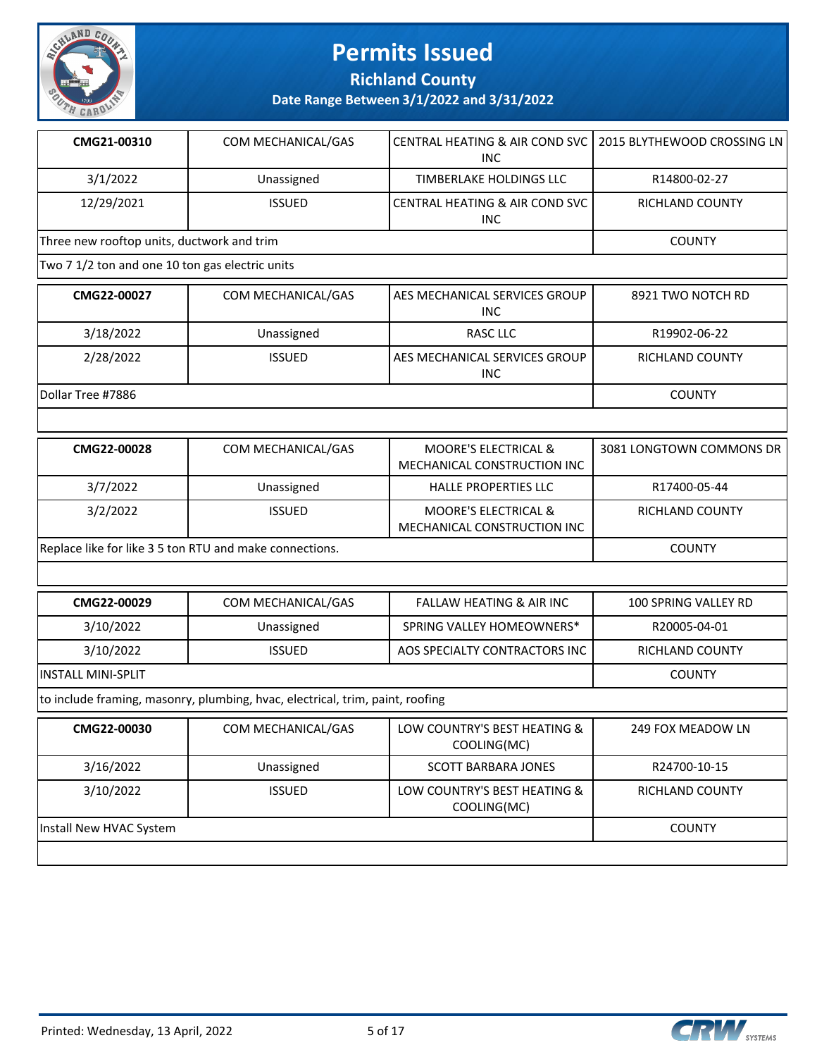# Permits Issued

## Richland County

### Date Range Between 3/1/2022 and 3/31/2022

| | | | |
|---|---|---|---|
| **CMG21-00310** | COM MECHANICAL/GAS | CENTRAL HEATING & AIR COND SVC INC | 2015 BLYTHEWOOD CROSSING LN |
| 3/1/2022 | Unassigned | TIMBERLAKE HOLDINGS LLC | R14800-02-27 |
| 12/29/2021 | ISSUED | CENTRAL HEATING & AIR COND SVC INC | RICHLAND COUNTY |
| Three new rooftop units, ductwork and trim | | | COUNTY |
| Two 7 1/2 ton and one 10 ton gas electric units | | | |

| | | | |
|---|---|---|---|
| **CMG22-00027** | COM MECHANICAL/GAS | AES MECHANICAL SERVICES GROUP INC | 8921 TWO NOTCH RD |
| 3/18/2022 | Unassigned | RASC LLC | R19902-06-22 |
| 2/28/2022 | ISSUED | AES MECHANICAL SERVICES GROUP INC | RICHLAND COUNTY |
| Dollar Tree #7886 | | | COUNTY |
| | | | |

| | | | |
|---|---|---|---|
| **CMG22-00028** | COM MECHANICAL/GAS | MOORE'S ELECTRICAL & MECHANICAL CONSTRUCTION INC | 3081 LONGTOWN COMMONS DR |
| 3/7/2022 | Unassigned | HALLE PROPERTIES LLC | R17400-05-44 |
| 3/2/2022 | ISSUED | MOORE'S ELECTRICAL & MECHANICAL CONSTRUCTION INC | RICHLAND COUNTY |
| Replace like for like 3 5 ton RTU and make connections. | | | COUNTY |
| | | | |

| | | | |
|---|---|---|---|
| **CMG22-00029** | COM MECHANICAL/GAS | FALLAW HEATING & AIR INC | 100 SPRING VALLEY RD |
| 3/10/2022 | Unassigned | SPRING VALLEY HOMEOWNERS* | R20005-04-01 |
| 3/10/2022 | ISSUED | AOS SPECIALTY CONTRACTORS INC | RICHLAND COUNTY |
| INSTALL MINI-SPLIT | | | COUNTY |
| to include framing, masonry, plumbing, hvac, electrical, trim, paint, roofing | | | |

| | | | |
|---|---|---|---|
| **CMG22-00030** | COM MECHANICAL/GAS | LOW COUNTRY'S BEST HEATING & COOLING(MC) | 249 FOX MEADOW LN |
| 3/16/2022 | Unassigned | SCOTT BARBARA JONES | R24700-10-15 |
| 3/10/2022 | ISSUED | LOW COUNTRY'S BEST HEATING & COOLING(MC) | RICHLAND COUNTY |
| Install New HVAC System | | | COUNTY |
| | | | |

Printed: Wednesday, 13 April, 2022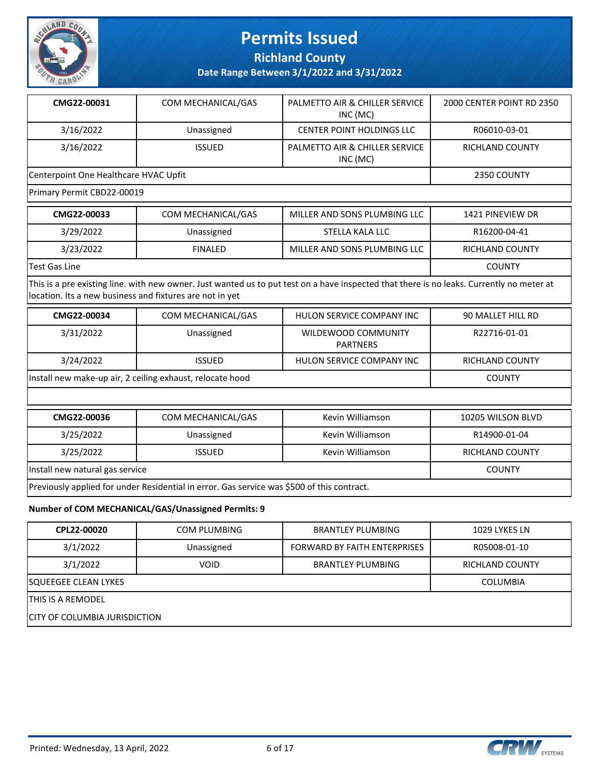# Permits Issued

## Richland County

### Date Range Between 3/1/2022 and 3/31/2022

| | | | |
|---|---|---|---|
| **CMG22-00031** | COM MECHANICAL/GAS | PALMETTO AIR & CHILLER SERVICE INC (MC) | 2000 CENTER POINT RD 2350 |
| 3/16/2022 | Unassigned | CENTER POINT HOLDINGS LLC | R06010-03-01 |
| 3/16/2022 | ISSUED | PALMETTO AIR & CHILLER SERVICE INC (MC) | RICHLAND COUNTY |
| Centerpoint One Healthcare HVAC Upfit | | | 2350 COUNTY |
| Primary Permit CBD22-00019 | | | |

| | | | |
|---|---|---|---|
| **CMG22-00033** | COM MECHANICAL/GAS | MILLER AND SONS PLUMBING LLC | 1421 PINEVIEW DR |
| 3/29/2022 | Unassigned | STELLA KALA LLC | R16200-04-41 |
| 3/23/2022 | FINALED | MILLER AND SONS PLUMBING LLC | RICHLAND COUNTY |
| Test Gas Line | | | COUNTY |
| This is a pre existing line. with new owner. Just wanted us to put test on a have inspected that there is no leaks. Currently no meter at location. Its a new business and fixtures are not in yet | | | |

| | | | |
|---|---|---|---|
| **CMG22-00034** | COM MECHANICAL/GAS | HULON SERVICE COMPANY INC | 90 MALLET HILL RD |
| 3/31/2022 | Unassigned | WILDEWOOD COMMUNITY PARTNERS | R22716-01-01 |
| 3/24/2022 | ISSUED | HULON SERVICE COMPANY INC | RICHLAND COUNTY |
| Install new make-up air, 2 ceiling exhaust, relocate hood | | | COUNTY |
| | | | |

| | | | |
|---|---|---|---|
| **CMG22-00036** | COM MECHANICAL/GAS | Kevin Williamson | 10205 WILSON BLVD |
| 3/25/2022 | Unassigned | Kevin Williamson | R14900-01-04 |
| 3/25/2022 | ISSUED | Kevin Williamson | RICHLAND COUNTY |
| Install new natural gas service | | | COUNTY |
| Previously applied for under Residential in error. Gas service was $500 of this contract. | | | |

**Number of COM MECHANICAL/GAS/Unassigned Permits: 9**

| | | | |
|---|---|---|---|
| **CPL22-00020** | COM PLUMBING | BRANTLEY PLUMBING | 1029 LYKES LN |
| 3/1/2022 | Unassigned | FORWARD BY FAITH ENTERPRISES | R05008-01-10 |
| 3/1/2022 | VOID | BRANTLEY PLUMBING | RICHLAND COUNTY |
| SQUEEGEE CLEAN LYKES | | | COLUMBIA |
| THIS IS A REMODEL<br>CITY OF COLUMBIA JURISDICTION | | | |

Printed: Wednesday, 13 April, 2022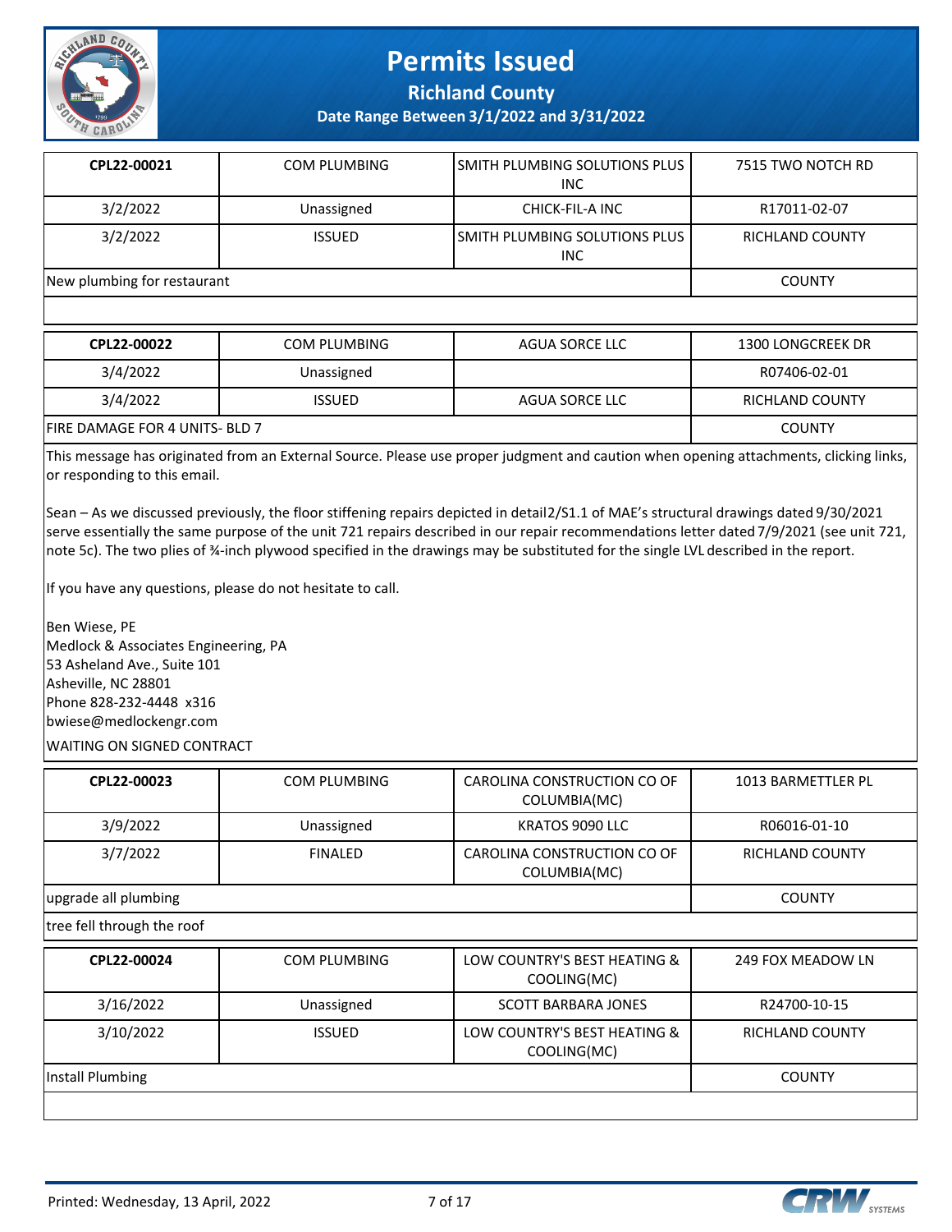# Permits Issued

**Richland County**

**Date Range Between 3/1/2022 and 3/31/2022**

| **CPL22-00021** | COM PLUMBING | SMITH PLUMBING SOLUTIONS PLUS INC | 7515 TWO NOTCH RD |
|---|---|---|---|
| 3/2/2022 | Unassigned | CHICK-FIL-A INC | R17011-02-07 |
| 3/2/2022 | ISSUED | SMITH PLUMBING SOLUTIONS PLUS INC | RICHLAND COUNTY |
| New plumbing for restaurant | | | COUNTY |

| **CPL22-00022** | COM PLUMBING | AGUA SORCE LLC | 1300 LONGCREEK DR |
|---|---|---|---|
| 3/4/2022 | Unassigned | | R07406-02-01 |
| 3/4/2022 | ISSUED | AGUA SORCE LLC | RICHLAND COUNTY |
| FIRE DAMAGE FOR 4 UNITS- BLD 7 | | | COUNTY |

This message has originated from an External Source. Please use proper judgment and caution when opening attachments, clicking links, or responding to this email.

Sean – As we discussed previously, the floor stiffening repairs depicted in detail2/S1.1 of MAE's structural drawings dated 9/30/2021 serve essentially the same purpose of the unit 721 repairs described in our repair recommendations letter dated 7/9/2021 (see unit 721, note 5c). The two plies of ¾-inch plywood specified in the drawings may be substituted for the single LVL described in the report.

If you have any questions, please do not hesitate to call.

Ben Wiese, PE
Medlock & Associates Engineering, PA
53 Asheland Ave., Suite 101
Asheville, NC 28801
Phone 828-232-4448 x316
bwiese@medlockengr.com

WAITING ON SIGNED CONTRACT

| **CPL22-00023** | COM PLUMBING | CAROLINA CONSTRUCTION CO OF COLUMBIA(MC) | 1013 BARMETTLER PL |
|---|---|---|---|
| 3/9/2022 | Unassigned | KRATOS 9090 LLC | R06016-01-10 |
| 3/7/2022 | FINALED | CAROLINA CONSTRUCTION CO OF COLUMBIA(MC) | RICHLAND COUNTY |
| upgrade all plumbing | | | COUNTY |

tree fell through the roof

| **CPL22-00024** | COM PLUMBING | LOW COUNTRY'S BEST HEATING & COOLING(MC) | 249 FOX MEADOW LN |
|---|---|---|---|
| 3/16/2022 | Unassigned | SCOTT BARBARA JONES | R24700-10-15 |
| 3/10/2022 | ISSUED | LOW COUNTRY'S BEST HEATING & COOLING(MC) | RICHLAND COUNTY |
| Install Plumbing | | | COUNTY |

Printed: Wednesday, 13 April, 2022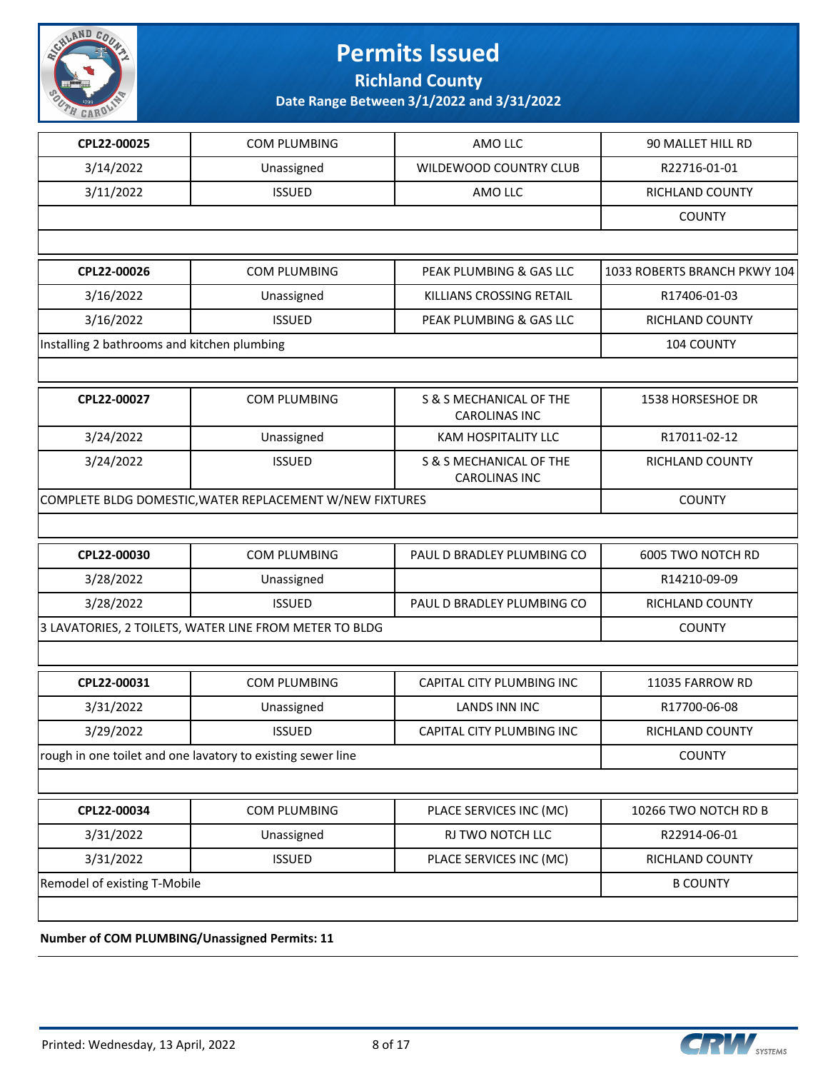# Permits Issued

**Richland County**

**Date Range Between 3/1/2022 and 3/31/2022**

| CPL22-00025 | COM PLUMBING | AMO LLC | 90 MALLET HILL RD |
|---|---|---|---|
| 3/14/2022 | Unassigned | WILDEWOOD COUNTRY CLUB | R22716-01-01 |
| 3/11/2022 | ISSUED | AMO LLC | RICHLAND COUNTY |
| | | | COUNTY |

| CPL22-00026 | COM PLUMBING | PEAK PLUMBING & GAS LLC | 1033 ROBERTS BRANCH PKWY 104 |
|---|---|---|---|
| 3/16/2022 | Unassigned | KILLIANS CROSSING RETAIL | R17406-01-03 |
| 3/16/2022 | ISSUED | PEAK PLUMBING & GAS LLC | RICHLAND COUNTY |
| Installing 2 bathrooms and kitchen plumbing | | | 104 COUNTY |

| CPL22-00027 | COM PLUMBING | S & S MECHANICAL OF THE CAROLINAS INC | 1538 HORSESHOE DR |
|---|---|---|---|
| 3/24/2022 | Unassigned | KAM HOSPITALITY LLC | R17011-02-12 |
| 3/24/2022 | ISSUED | S & S MECHANICAL OF THE CAROLINAS INC | RICHLAND COUNTY |
| COMPLETE BLDG DOMESTIC,WATER REPLACEMENT W/NEW FIXTURES | | | COUNTY |

| CPL22-00030 | COM PLUMBING | PAUL D BRADLEY PLUMBING CO | 6005 TWO NOTCH RD |
|---|---|---|---|
| 3/28/2022 | Unassigned | | R14210-09-09 |
| 3/28/2022 | ISSUED | PAUL D BRADLEY PLUMBING CO | RICHLAND COUNTY |
| 3 LAVATORIES, 2 TOILETS, WATER LINE FROM METER TO BLDG | | | COUNTY |

| CPL22-00031 | COM PLUMBING | CAPITAL CITY PLUMBING INC | 11035 FARROW RD |
|---|---|---|---|
| 3/31/2022 | Unassigned | LANDS INN INC | R17700-06-08 |
| 3/29/2022 | ISSUED | CAPITAL CITY PLUMBING INC | RICHLAND COUNTY |
| rough in one toilet and one lavatory to existing sewer line | | | COUNTY |

| CPL22-00034 | COM PLUMBING | PLACE SERVICES INC (MC) | 10266 TWO NOTCH RD B |
|---|---|---|---|
| 3/31/2022 | Unassigned | RJ TWO NOTCH LLC | R22914-06-01 |
| 3/31/2022 | ISSUED | PLACE SERVICES INC (MC) | RICHLAND COUNTY |
| Remodel of existing T-Mobile | | | B COUNTY |

**Number of COM PLUMBING/Unassigned Permits: 11**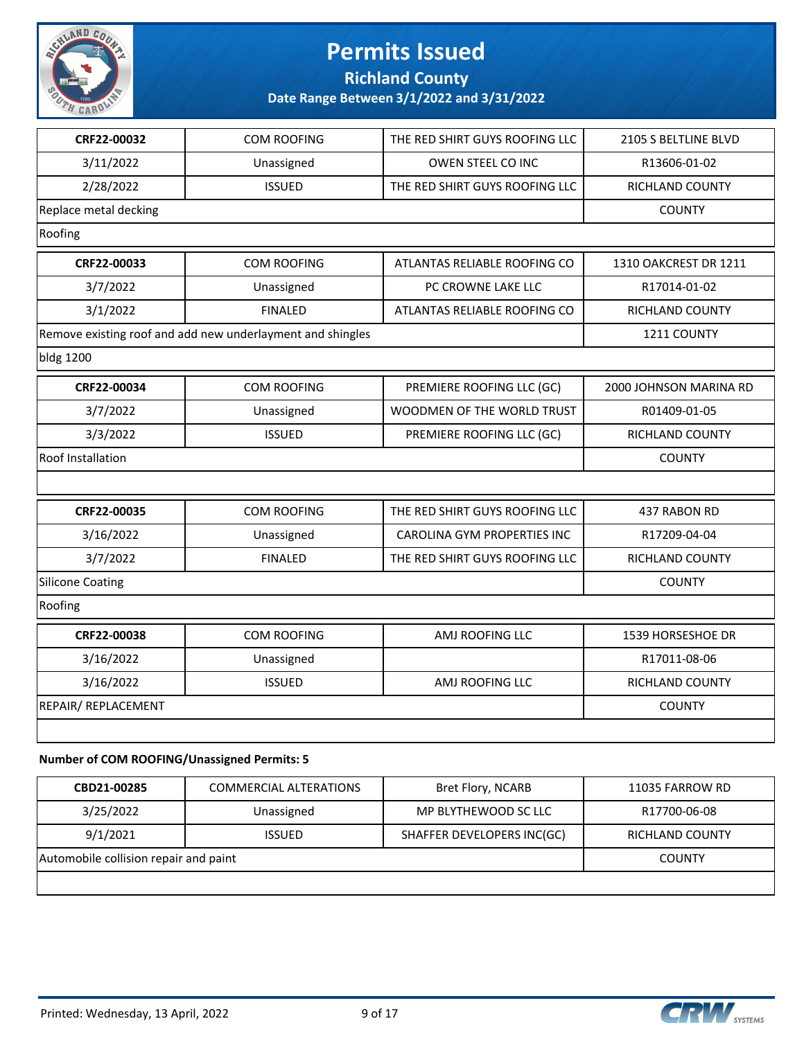# Permits Issued

## Richland County

### Date Range Between 3/1/2022 and 3/31/2022

| | | | |
|---|---|---|---|
| **CRF22-00032** | COM ROOFING | THE RED SHIRT GUYS ROOFING LLC | 2105 S BELTLINE BLVD |
| 3/11/2022 | Unassigned | OWEN STEEL CO INC | R13606-01-02 |
| 2/28/2022 | ISSUED | THE RED SHIRT GUYS ROOFING LLC | RICHLAND COUNTY |
| Replace metal decking | | | COUNTY |
| Roofing | | | |

| | | | |
|---|---|---|---|
| **CRF22-00033** | COM ROOFING | ATLANTAS RELIABLE ROOFING CO | 1310 OAKCREST DR 1211 |
| 3/7/2022 | Unassigned | PC CROWNE LAKE LLC | R17014-01-02 |
| 3/1/2022 | FINALED | ATLANTAS RELIABLE ROOFING CO | RICHLAND COUNTY |
| Remove existing roof and add new underlayment and shingles | | | 1211 COUNTY |
| bldg 1200 | | | |

| | | | |
|---|---|---|---|
| **CRF22-00034** | COM ROOFING | PREMIERE ROOFING LLC (GC) | 2000 JOHNSON MARINA RD |
| 3/7/2022 | Unassigned | WOODMEN OF THE WORLD TRUST | R01409-01-05 |
| 3/3/2022 | ISSUED | PREMIERE ROOFING LLC (GC) | RICHLAND COUNTY |
| Roof Installation | | | COUNTY |
| | | | |

| | | | |
|---|---|---|---|
| **CRF22-00035** | COM ROOFING | THE RED SHIRT GUYS ROOFING LLC | 437 RABON RD |
| 3/16/2022 | Unassigned | CAROLINA GYM PROPERTIES INC | R17209-04-04 |
| 3/7/2022 | FINALED | THE RED SHIRT GUYS ROOFING LLC | RICHLAND COUNTY |
| Silicone Coating | | | COUNTY |
| Roofing | | | |

| | | | |
|---|---|---|---|
| **CRF22-00038** | COM ROOFING | AMJ ROOFING LLC | 1539 HORSESHOE DR |
| 3/16/2022 | Unassigned | | R17011-08-06 |
| 3/16/2022 | ISSUED | AMJ ROOFING LLC | RICHLAND COUNTY |
| REPAIR/ REPLACEMENT | | | COUNTY |
| | | | |

**Number of COM ROOFING/Unassigned Permits: 5**

| | | | |
|---|---|---|---|
| **CBD21-00285** | COMMERCIAL ALTERATIONS | Bret Flory, NCARB | 11035 FARROW RD |
| 3/25/2022 | Unassigned | MP BLYTHEWOOD SC LLC | R17700-06-08 |
| 9/1/2021 | ISSUED | SHAFFER DEVELOPERS INC(GC) | RICHLAND COUNTY |
| Automobile collision repair and paint | | | COUNTY |
| | | | |

Printed: Wednesday, 13 April, 2022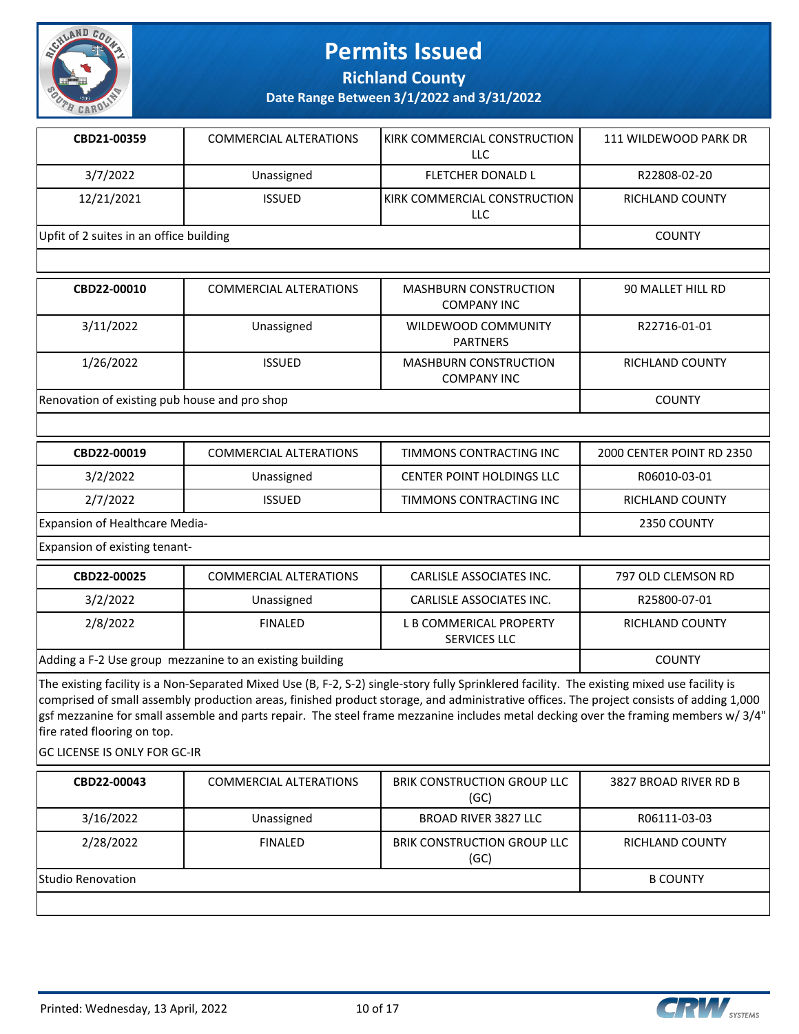# Permits Issued

**Richland County**

**Date Range Between 3/1/2022 and 3/31/2022**

| **CBD21-00359** | COMMERCIAL ALTERATIONS | KIRK COMMERCIAL CONSTRUCTION LLC | 111 WILDEWOOD PARK DR |
|---|---|---|---|
| 3/7/2022 | Unassigned | FLETCHER DONALD L | R22808-02-20 |
| 12/21/2021 | ISSUED | KIRK COMMERCIAL CONSTRUCTION LLC | RICHLAND COUNTY |
| Upfit of 2 suites in an office building | | | COUNTY |

| **CBD22-00010** | COMMERCIAL ALTERATIONS | MASHBURN CONSTRUCTION COMPANY INC | 90 MALLET HILL RD |
|---|---|---|---|
| 3/11/2022 | Unassigned | WILDEWOOD COMMUNITY PARTNERS | R22716-01-01 |
| 1/26/2022 | ISSUED | MASHBURN CONSTRUCTION COMPANY INC | RICHLAND COUNTY |
| Renovation of existing pub house and pro shop | | | COUNTY |

| **CBD22-00019** | COMMERCIAL ALTERATIONS | TIMMONS CONTRACTING INC | 2000 CENTER POINT RD 2350 |
|---|---|---|---|
| 3/2/2022 | Unassigned | CENTER POINT HOLDINGS LLC | R06010-03-01 |
| 2/7/2022 | ISSUED | TIMMONS CONTRACTING INC | RICHLAND COUNTY |
| Expansion of Healthcare Media- | | | 2350 COUNTY |

Expansion of existing tenant-

| **CBD22-00025** | COMMERCIAL ALTERATIONS | CARLISLE ASSOCIATES INC. | 797 OLD CLEMSON RD |
|---|---|---|---|
| 3/2/2022 | Unassigned | CARLISLE ASSOCIATES INC. | R25800-07-01 |
| 2/8/2022 | FINALED | L B COMMERICAL PROPERTY SERVICES LLC | RICHLAND COUNTY |
| Adding a F-2 Use group mezzanine to an existing building | | | COUNTY |

The existing facility is a Non-Separated Mixed Use (B, F-2, S-2) single-story fully Sprinklered facility. The existing mixed use facility is comprised of small assembly production areas, finished product storage, and administrative offices. The project consists of adding 1,000 gsf mezzanine for small assemble and parts repair. The steel frame mezzanine includes metal decking over the framing members w/ 3/4" fire rated flooring on top.

GC LICENSE IS ONLY FOR GC-IR

| **CBD22-00043** | COMMERCIAL ALTERATIONS | BRIK CONSTRUCTION GROUP LLC (GC) | 3827 BROAD RIVER RD B |
|---|---|---|---|
| 3/16/2022 | Unassigned | BROAD RIVER 3827 LLC | R06111-03-03 |
| 2/28/2022 | FINALED | BRIK CONSTRUCTION GROUP LLC (GC) | RICHLAND COUNTY |
| Studio Renovation | | | B COUNTY |

Printed: Wednesday, 13 April, 2022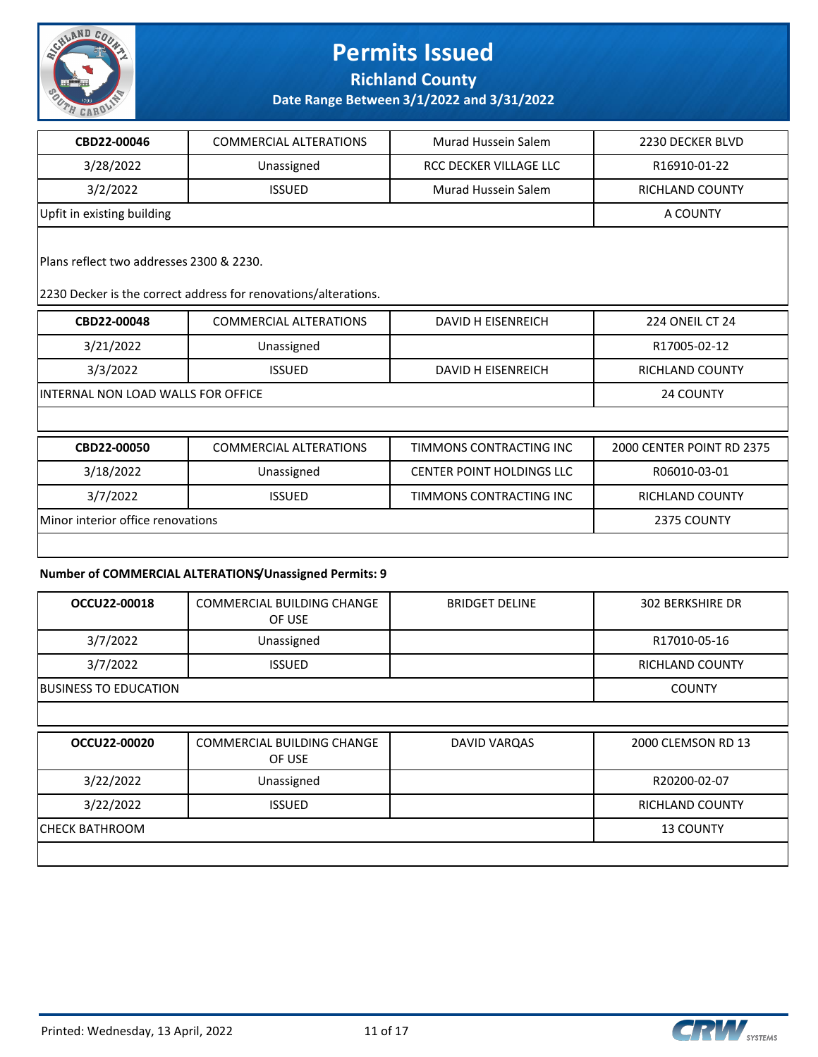# Permits Issued

## Richland County

### Date Range Between 3/1/2022 and 3/31/2022

| CBD22-00046 | COMMERCIAL ALTERATIONS | Murad Hussein Salem | 2230 DECKER BLVD |
|---|---|---|---|
| 3/28/2022 | Unassigned | RCC DECKER VILLAGE LLC | R16910-01-22 |
| 3/2/2022 | ISSUED | Murad Hussein Salem | RICHLAND COUNTY |
| Upfit in existing building | | | A COUNTY |

Plans reflect two addresses 2300 & 2230.

2230 Decker is the correct address for renovations/alterations.

| CBD22-00048 | COMMERCIAL ALTERATIONS | DAVID H EISENREICH | 224 ONEIL CT 24 |
|---|---|---|---|
| 3/21/2022 | Unassigned | | R17005-02-12 |
| 3/3/2022 | ISSUED | DAVID H EISENREICH | RICHLAND COUNTY |
| INTERNAL NON LOAD WALLS FOR OFFICE | | | 24 COUNTY |

| CBD22-00050 | COMMERCIAL ALTERATIONS | TIMMONS CONTRACTING INC | 2000 CENTER POINT RD 2375 |
|---|---|---|---|
| 3/18/2022 | Unassigned | CENTER POINT HOLDINGS LLC | R06010-03-01 |
| 3/7/2022 | ISSUED | TIMMONS CONTRACTING INC | RICHLAND COUNTY |
| Minor interior office renovations | | | 2375 COUNTY |

**Number of COMMERCIAL ALTERATIONS/Unassigned Permits: 9**

| OCCU22-00018 | COMMERCIAL BUILDING CHANGE OF USE | BRIDGET DELINE | 302 BERKSHIRE DR |
|---|---|---|---|
| 3/7/2022 | Unassigned | | R17010-05-16 |
| 3/7/2022 | ISSUED | | RICHLAND COUNTY |
| BUSINESS TO EDUCATION | | | COUNTY |

| OCCU22-00020 | COMMERCIAL BUILDING CHANGE OF USE | DAVID VARQAS | 2000 CLEMSON RD 13 |
|---|---|---|---|
| 3/22/2022 | Unassigned | | R20200-02-07 |
| 3/22/2022 | ISSUED | | RICHLAND COUNTY |
| CHECK BATHROOM | | | 13 COUNTY |

Printed: Wednesday, 13 April, 2022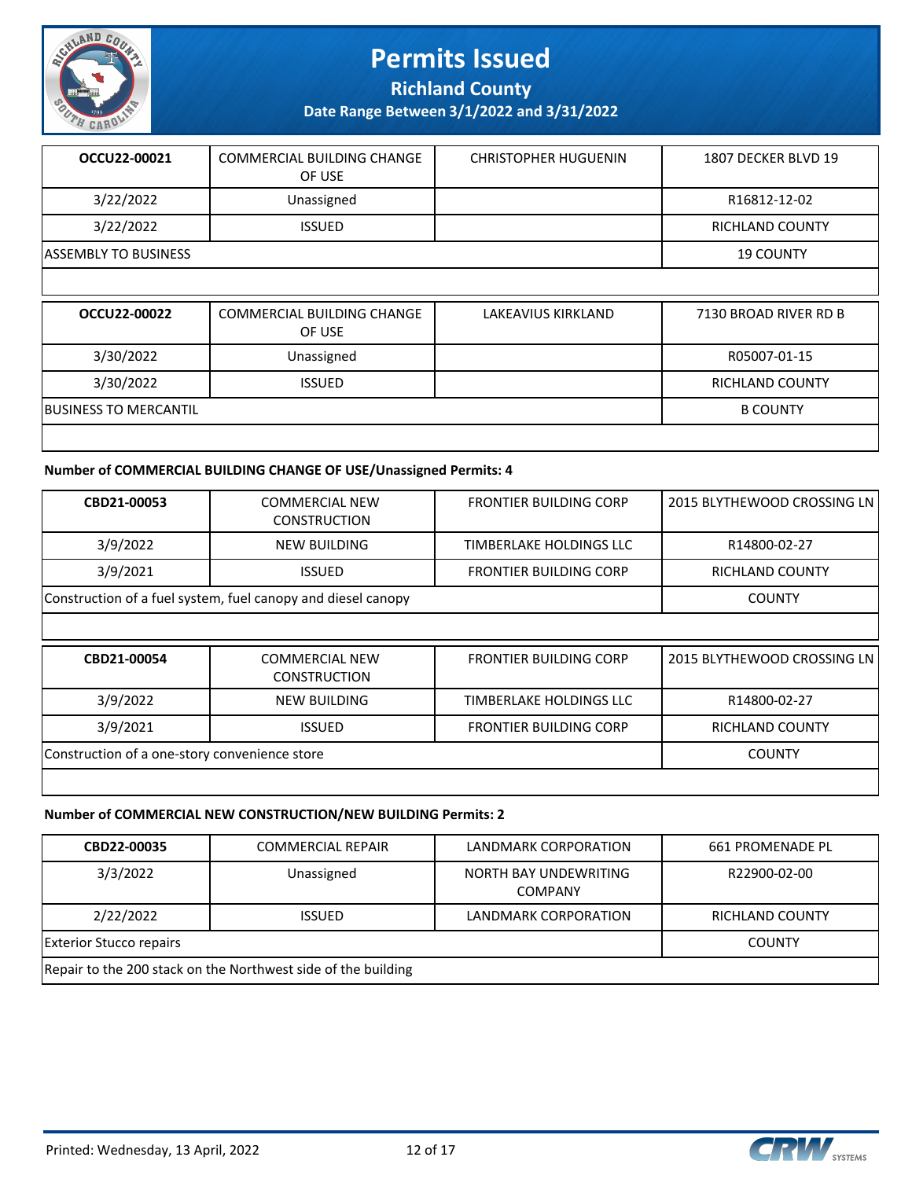# Permits Issued

**Richland County**

**Date Range Between 3/1/2022 and 3/31/2022**

| **OCCU22-00021** | COMMERCIAL BUILDING CHANGE OF USE | CHRISTOPHER HUGUENIN | 1807 DECKER BLVD 19 |
|---|---|---|---|
| 3/22/2022 | Unassigned | | R16812-12-02 |
| 3/22/2022 | ISSUED | | RICHLAND COUNTY |
| ASSEMBLY TO BUSINESS | | | 19 COUNTY |
| | | | |

| **OCCU22-00022** | COMMERCIAL BUILDING CHANGE OF USE | LAKEAVIUS KIRKLAND | 7130 BROAD RIVER RD B |
|---|---|---|---|
| 3/30/2022 | Unassigned | | R05007-01-15 |
| 3/30/2022 | ISSUED | | RICHLAND COUNTY |
| BUSINESS TO MERCANTIL | | | B COUNTY |
| | | | |

**Number of COMMERCIAL BUILDING CHANGE OF USE/Unassigned Permits: 4**

| **CBD21-00053** | COMMERCIAL NEW CONSTRUCTION | FRONTIER BUILDING CORP | 2015 BLYTHEWOOD CROSSING LN |
|---|---|---|---|
| 3/9/2022 | NEW BUILDING | TIMBERLAKE HOLDINGS LLC | R14800-02-27 |
| 3/9/2021 | ISSUED | FRONTIER BUILDING CORP | RICHLAND COUNTY |
| Construction of a fuel system, fuel canopy and diesel canopy | | | COUNTY |
| | | | |

| **CBD21-00054** | COMMERCIAL NEW CONSTRUCTION | FRONTIER BUILDING CORP | 2015 BLYTHEWOOD CROSSING LN |
|---|---|---|---|
| 3/9/2022 | NEW BUILDING | TIMBERLAKE HOLDINGS LLC | R14800-02-27 |
| 3/9/2021 | ISSUED | FRONTIER BUILDING CORP | RICHLAND COUNTY |
| Construction of a one-story convenience store | | | COUNTY |
| | | | |

**Number of COMMERCIAL NEW CONSTRUCTION/NEW BUILDING Permits: 2**

| **CBD22-00035** | COMMERCIAL REPAIR | LANDMARK CORPORATION | 661 PROMENADE PL |
|---|---|---|---|
| 3/3/2022 | Unassigned | NORTH BAY UNDEWRITING COMPANY | R22900-02-00 |
| 2/22/2022 | ISSUED | LANDMARK CORPORATION | RICHLAND COUNTY |
| Exterior Stucco repairs | | | COUNTY |
| Repair to the 200 stack on the Northwest side of the building | | | |

Printed: Wednesday, 13 April, 2022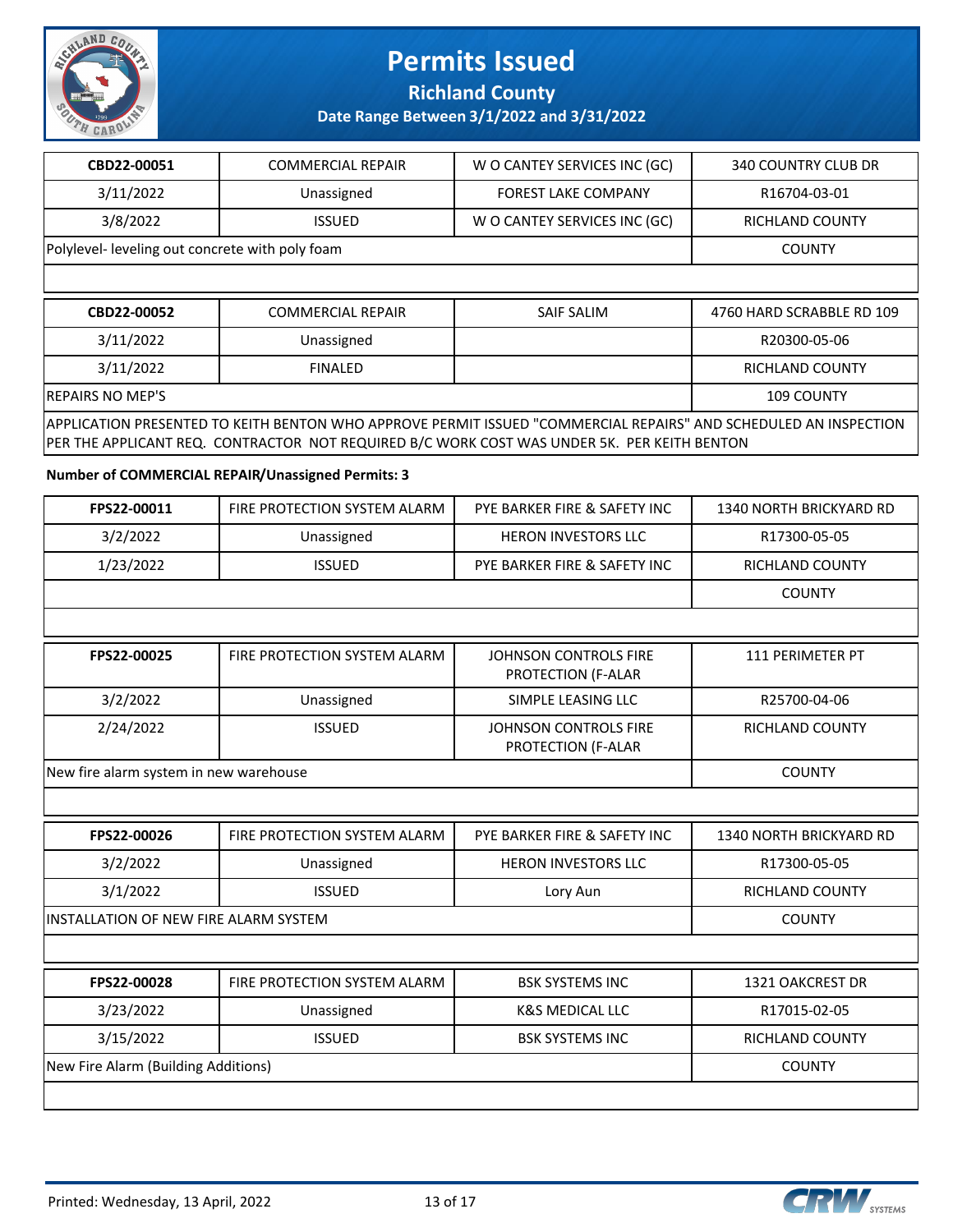# Permits Issued

**Richland County**

**Date Range Between 3/1/2022 and 3/31/2022**

| CBD22-00051 | COMMERCIAL REPAIR | W O CANTEY SERVICES INC (GC) | 340 COUNTRY CLUB DR |
|---|---|---|---|
| 3/11/2022 | Unassigned | FOREST LAKE COMPANY | R16704-03-01 |
| 3/8/2022 | ISSUED | W O CANTEY SERVICES INC (GC) | RICHLAND COUNTY |
| Polylevel- leveling out concrete with poly foam | | | COUNTY |

| CBD22-00052 | COMMERCIAL REPAIR | SAIF SALIM | 4760 HARD SCRABBLE RD 109 |
|---|---|---|---|
| 3/11/2022 | Unassigned | | R20300-05-06 |
| 3/11/2022 | FINALED | | RICHLAND COUNTY |
| REPAIRS NO MEP'S | | | 109 COUNTY |
| APPLICATION PRESENTED TO KEITH BENTON WHO APPROVE PERMIT ISSUED "COMMERCIAL REPAIRS" AND SCHEDULED AN INSPECTION PER THE APPLICANT REQ. CONTRACTOR NOT REQUIRED B/C WORK COST WAS UNDER 5K. PER KEITH BENTON | | | |

**Number of COMMERCIAL REPAIR/Unassigned Permits: 3**

| FPS22-00011 | FIRE PROTECTION SYSTEM ALARM | PYE BARKER FIRE & SAFETY INC | 1340 NORTH BRICKYARD RD |
|---|---|---|---|
| 3/2/2022 | Unassigned | HERON INVESTORS LLC | R17300-05-05 |
| 1/23/2022 | ISSUED | PYE BARKER FIRE & SAFETY INC | RICHLAND COUNTY |
| | | | COUNTY |

| FPS22-00025 | FIRE PROTECTION SYSTEM ALARM | JOHNSON CONTROLS FIRE PROTECTION (F-ALAR | 111 PERIMETER PT |
|---|---|---|---|
| 3/2/2022 | Unassigned | SIMPLE LEASING LLC | R25700-04-06 |
| 2/24/2022 | ISSUED | JOHNSON CONTROLS FIRE PROTECTION (F-ALAR | RICHLAND COUNTY |
| New fire alarm system in new warehouse | | | COUNTY |

| FPS22-00026 | FIRE PROTECTION SYSTEM ALARM | PYE BARKER FIRE & SAFETY INC | 1340 NORTH BRICKYARD RD |
|---|---|---|---|
| 3/2/2022 | Unassigned | HERON INVESTORS LLC | R17300-05-05 |
| 3/1/2022 | ISSUED | Lory Aun | RICHLAND COUNTY |
| INSTALLATION OF NEW FIRE ALARM SYSTEM | | | COUNTY |

| FPS22-00028 | FIRE PROTECTION SYSTEM ALARM | BSK SYSTEMS INC | 1321 OAKCREST DR |
|---|---|---|---|
| 3/23/2022 | Unassigned | K&S MEDICAL LLC | R17015-02-05 |
| 3/15/2022 | ISSUED | BSK SYSTEMS INC | RICHLAND COUNTY |
| New Fire Alarm (Building Additions) | | | COUNTY |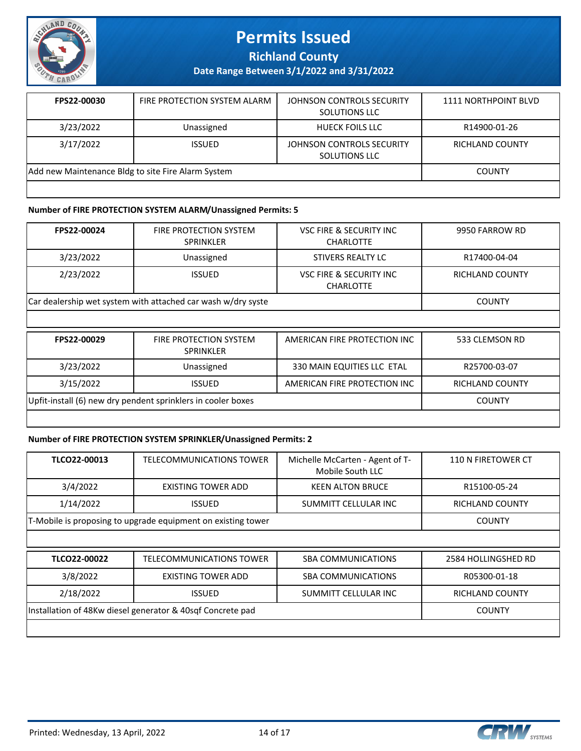# Permits Issued

## Richland County

### Date Range Between 3/1/2022 and 3/31/2022

| FPS22-00030 | FIRE PROTECTION SYSTEM ALARM | JOHNSON CONTROLS SECURITY SOLUTIONS LLC | 1111 NORTHPOINT BLVD |
|---|---|---|---|
| 3/23/2022 | Unassigned | HUECK FOILS LLC | R14900-01-26 |
| 3/17/2022 | ISSUED | JOHNSON CONTROLS SECURITY SOLUTIONS LLC | RICHLAND COUNTY |
| Add new Maintenance Bldg to site Fire Alarm System | | | COUNTY |

**Number of FIRE PROTECTION SYSTEM ALARM/Unassigned Permits: 5**

| FPS22-00024 | FIRE PROTECTION SYSTEM SPRINKLER | VSC FIRE & SECURITY INC CHARLOTTE | 9950 FARROW RD |
|---|---|---|---|
| 3/23/2022 | Unassigned | STIVERS REALTY LC | R17400-04-04 |
| 2/23/2022 | ISSUED | VSC FIRE & SECURITY INC CHARLOTTE | RICHLAND COUNTY |
| Car dealership wet system with attached car wash w/dry syste | | | COUNTY |

| FPS22-00029 | FIRE PROTECTION SYSTEM SPRINKLER | AMERICAN FIRE PROTECTION INC | 533 CLEMSON RD |
|---|---|---|---|
| 3/23/2022 | Unassigned | 330 MAIN EQUITIES LLC ETAL | R25700-03-07 |
| 3/15/2022 | ISSUED | AMERICAN FIRE PROTECTION INC | RICHLAND COUNTY |
| Upfit-install (6) new dry pendent sprinklers in cooler boxes | | | COUNTY |

**Number of FIRE PROTECTION SYSTEM SPRINKLER/Unassigned Permits: 2**

| TLCO22-00013 | TELECOMMUNICATIONS TOWER | Michelle McCarten - Agent of T-Mobile South LLC | 110 N FIRETOWER CT |
|---|---|---|---|
| 3/4/2022 | EXISTING TOWER ADD | KEEN ALTON BRUCE | R15100-05-24 |
| 1/14/2022 | ISSUED | SUMMITT CELLULAR INC | RICHLAND COUNTY |
| T-Mobile is proposing to upgrade equipment on existing tower | | | COUNTY |

| TLCO22-00022 | TELECOMMUNICATIONS TOWER | SBA COMMUNICATIONS | 2584 HOLLINGSHED RD |
|---|---|---|---|
| 3/8/2022 | EXISTING TOWER ADD | SBA COMMUNICATIONS | R05300-01-18 |
| 2/18/2022 | ISSUED | SUMMITT CELLULAR INC | RICHLAND COUNTY |
| Installation of 48Kw diesel generator & 40sqf Concrete pad | | | COUNTY |

Printed: Wednesday, 13 April, 2022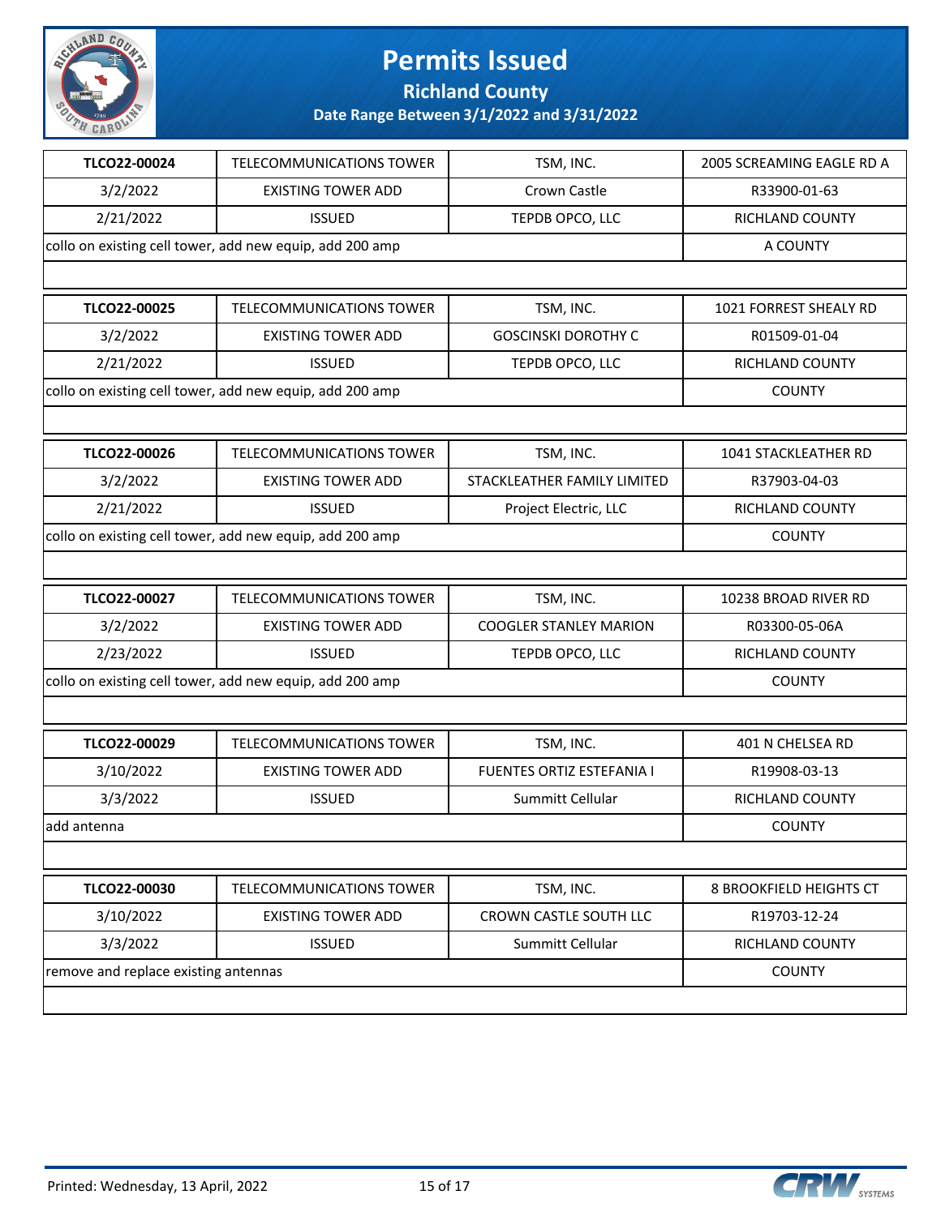# Permits Issued

## Richland County

### Date Range Between 3/1/2022 and 3/31/2022

| TLCO22-00024 | TELECOMMUNICATIONS TOWER | TSM, INC. | 2005 SCREAMING EAGLE RD A |
|---|---|---|---|
| 3/2/2022 | EXISTING TOWER ADD | Crown Castle | R33900-01-63 |
| 2/21/2022 | ISSUED | TEPDB OPCO, LLC | RICHLAND COUNTY |
| collo on existing cell tower, add new equip, add 200 amp | | | A COUNTY |

| TLCO22-00025 | TELECOMMUNICATIONS TOWER | TSM, INC. | 1021 FORREST SHEALY RD |
|---|---|---|---|
| 3/2/2022 | EXISTING TOWER ADD | GOSCINSKI DOROTHY C | R01509-01-04 |
| 2/21/2022 | ISSUED | TEPDB OPCO, LLC | RICHLAND COUNTY |
| collo on existing cell tower, add new equip, add 200 amp | | | COUNTY |

| TLCO22-00026 | TELECOMMUNICATIONS TOWER | TSM, INC. | 1041 STACKLEATHER RD |
|---|---|---|---|
| 3/2/2022 | EXISTING TOWER ADD | STACKLEATHER FAMILY LIMITED | R37903-04-03 |
| 2/21/2022 | ISSUED | Project Electric, LLC | RICHLAND COUNTY |
| collo on existing cell tower, add new equip, add 200 amp | | | COUNTY |

| TLCO22-00027 | TELECOMMUNICATIONS TOWER | TSM, INC. | 10238 BROAD RIVER RD |
|---|---|---|---|
| 3/2/2022 | EXISTING TOWER ADD | COOGLER STANLEY MARION | R03300-05-06A |
| 2/23/2022 | ISSUED | TEPDB OPCO, LLC | RICHLAND COUNTY |
| collo on existing cell tower, add new equip, add 200 amp | | | COUNTY |

| TLCO22-00029 | TELECOMMUNICATIONS TOWER | TSM, INC. | 401 N CHELSEA RD |
|---|---|---|---|
| 3/10/2022 | EXISTING TOWER ADD | FUENTES ORTIZ ESTEFANIA I | R19908-03-13 |
| 3/3/2022 | ISSUED | Summitt Cellular | RICHLAND COUNTY |
| add antenna | | | COUNTY |

| TLCO22-00030 | TELECOMMUNICATIONS TOWER | TSM, INC. | 8 BROOKFIELD HEIGHTS CT |
|---|---|---|---|
| 3/10/2022 | EXISTING TOWER ADD | CROWN CASTLE SOUTH LLC | R19703-12-24 |
| 3/3/2022 | ISSUED | Summitt Cellular | RICHLAND COUNTY |
| remove and replace existing antennas | | | COUNTY |

Printed: Wednesday, 13 April, 2022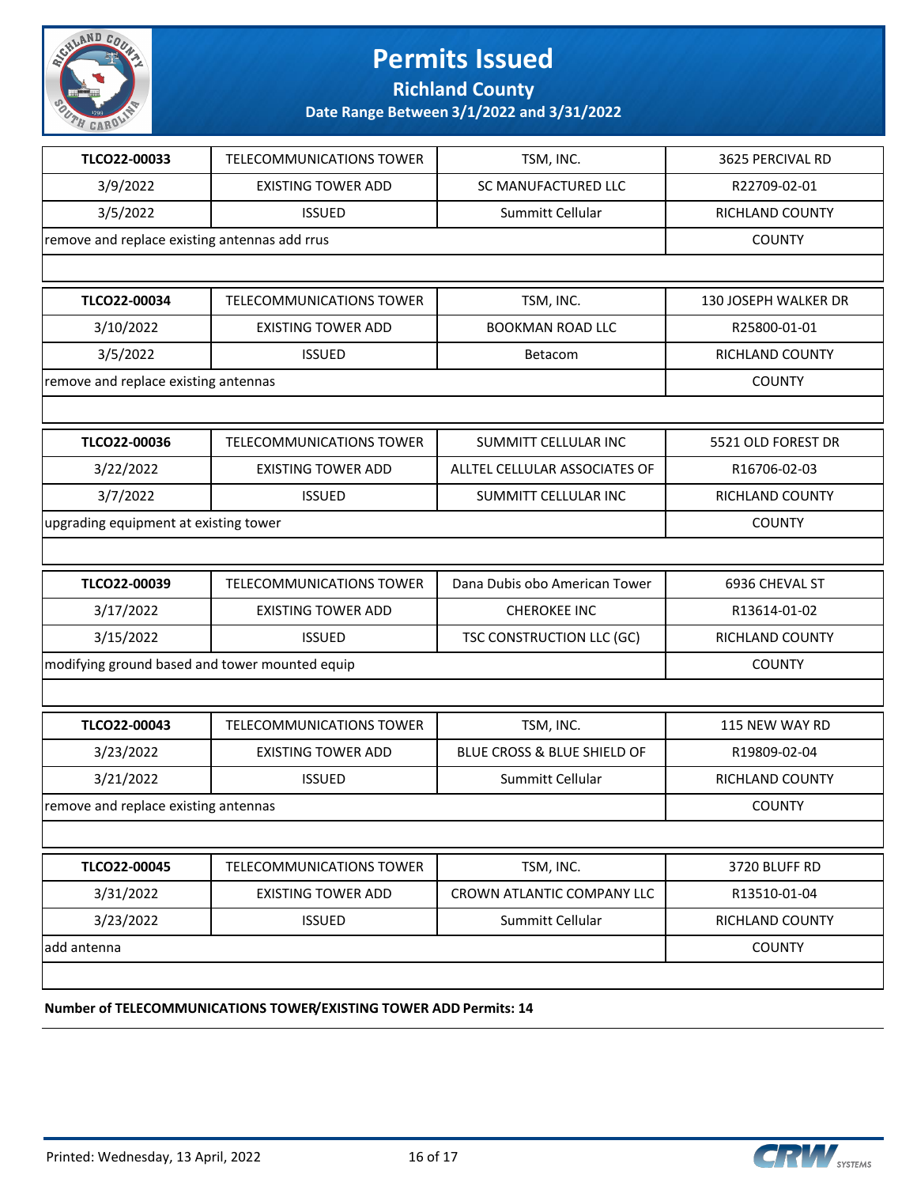# Permits Issued

## Richland County

### Date Range Between 3/1/2022 and 3/31/2022

| | | | |
|---|---|---|---|
| **TLCO22-00033** | TELECOMMUNICATIONS TOWER | TSM, INC. | 3625 PERCIVAL RD |
| 3/9/2022 | EXISTING TOWER ADD | SC MANUFACTURED LLC | R22709-02-01 |
| 3/5/2022 | ISSUED | Summitt Cellular | RICHLAND COUNTY |
| remove and replace existing antennas add rrus | | | COUNTY |

| | | | |
|---|---|---|---|
| **TLCO22-00034** | TELECOMMUNICATIONS TOWER | TSM, INC. | 130 JOSEPH WALKER DR |
| 3/10/2022 | EXISTING TOWER ADD | BOOKMAN ROAD LLC | R25800-01-01 |
| 3/5/2022 | ISSUED | Betacom | RICHLAND COUNTY |
| remove and replace existing antennas | | | COUNTY |

| | | | |
|---|---|---|---|
| **TLCO22-00036** | TELECOMMUNICATIONS TOWER | SUMMITT CELLULAR INC | 5521 OLD FOREST DR |
| 3/22/2022 | EXISTING TOWER ADD | ALLTEL CELLULAR ASSOCIATES OF | R16706-02-03 |
| 3/7/2022 | ISSUED | SUMMITT CELLULAR INC | RICHLAND COUNTY |
| upgrading equipment at existing tower | | | COUNTY |

| | | | |
|---|---|---|---|
| **TLCO22-00039** | TELECOMMUNICATIONS TOWER | Dana Dubis obo American Tower | 6936 CHEVAL ST |
| 3/17/2022 | EXISTING TOWER ADD | CHEROKEE INC | R13614-01-02 |
| 3/15/2022 | ISSUED | TSC CONSTRUCTION LLC (GC) | RICHLAND COUNTY |
| modifying ground based and tower mounted equip | | | COUNTY |

| | | | |
|---|---|---|---|
| **TLCO22-00043** | TELECOMMUNICATIONS TOWER | TSM, INC. | 115 NEW WAY RD |
| 3/23/2022 | EXISTING TOWER ADD | BLUE CROSS & BLUE SHIELD OF | R19809-02-04 |
| 3/21/2022 | ISSUED | Summitt Cellular | RICHLAND COUNTY |
| remove and replace existing antennas | | | COUNTY |

| | | | |
|---|---|---|---|
| **TLCO22-00045** | TELECOMMUNICATIONS TOWER | TSM, INC. | 3720 BLUFF RD |
| 3/31/2022 | EXISTING TOWER ADD | CROWN ATLANTIC COMPANY LLC | R13510-01-04 |
| 3/23/2022 | ISSUED | Summitt Cellular | RICHLAND COUNTY |
| add antenna | | | COUNTY |

**Number of TELECOMMUNICATIONS TOWER/EXISTING TOWER ADD Permits: 14**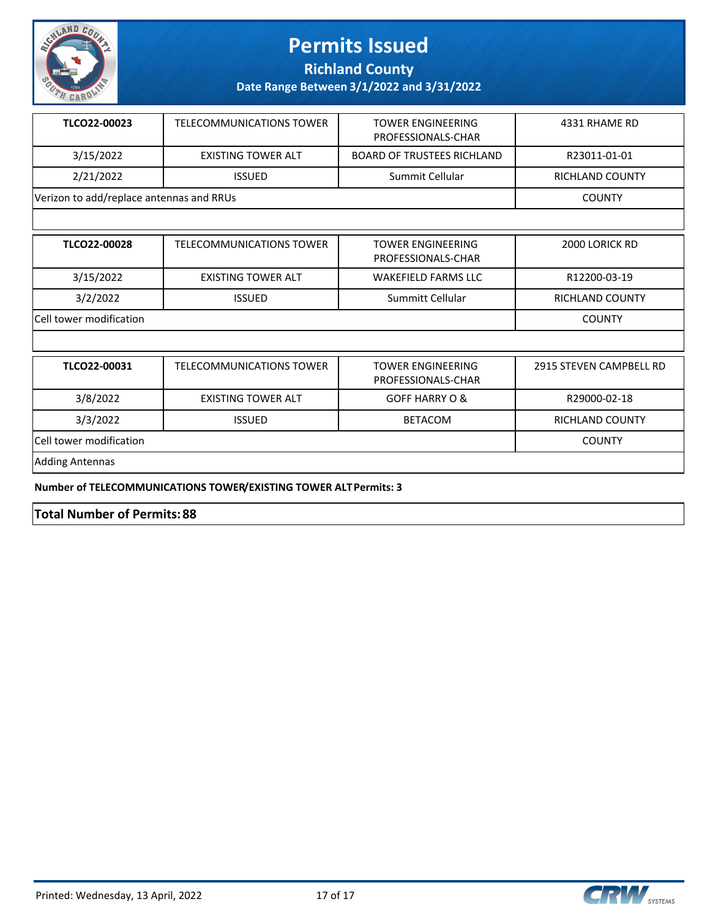# Permits Issued

## Richland County

### Date Range Between 3/1/2022 and 3/31/2022

| | | | |
|---|---|---|---|
| **TLCO22-00023** | TELECOMMUNICATIONS TOWER | TOWER ENGINEERING PROFESSIONALS-CHAR | 4331 RHAME RD |
| 3/15/2022 | EXISTING TOWER ALT | BOARD OF TRUSTEES RICHLAND | R23011-01-01 |
| 2/21/2022 | ISSUED | Summit Cellular | RICHLAND COUNTY |
| Verizon to add/replace antennas and RRUs | | | COUNTY |

| | | | |
|---|---|---|---|
| **TLCO22-00028** | TELECOMMUNICATIONS TOWER | TOWER ENGINEERING PROFESSIONALS-CHAR | 2000 LORICK RD |
| 3/15/2022 | EXISTING TOWER ALT | WAKEFIELD FARMS LLC | R12200-03-19 |
| 3/2/2022 | ISSUED | Summitt Cellular | RICHLAND COUNTY |
| Cell tower modification | | | COUNTY |

| | | | |
|---|---|---|---|
| **TLCO22-00031** | TELECOMMUNICATIONS TOWER | TOWER ENGINEERING PROFESSIONALS-CHAR | 2915 STEVEN CAMPBELL RD |
| 3/8/2022 | EXISTING TOWER ALT | GOFF HARRY O & | R29000-02-18 |
| 3/3/2022 | ISSUED | BETACOM | RICHLAND COUNTY |
| Cell tower modification | | | COUNTY |
| Adding Antennas | | | |

**Number of TELECOMMUNICATIONS TOWER/EXISTING TOWER ALT Permits: 3**

**Total Number of Permits: 88**

Printed: Wednesday, 13 April, 2022